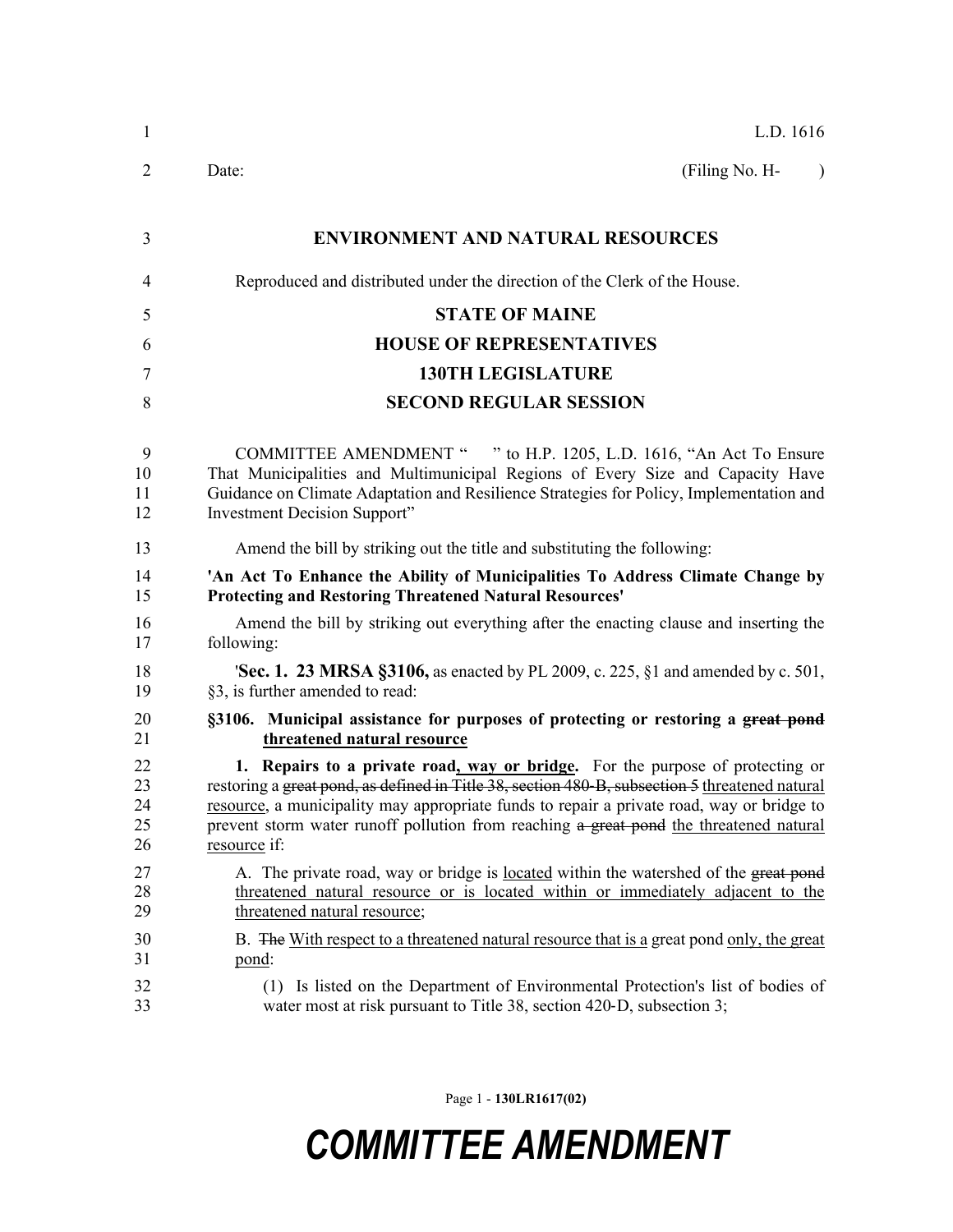L.D. 1616

Date: (Filing No. H- )

**ENVIRONMENT AND NATURAL RESOURCES**

Reproduced and distributed under the direction of the Clerk of the House.

**STATE OF MAINE**

**HOUSE OF REPRESENTATIVES**

**130TH LEGISLATURE**

**SECOND REGULAR SESSION**

COMMITTEE AMENDMENT " " to H.P. 1205, L.D. 1616, "An Act To Ensure That Municipalities and Multimunicipal Regions of Every Size and Capacity Have Guidance on Climate Adaptation and Resilience Strategies for Policy, Implementation and Investment Decision Support"

Amend the bill by striking out the title and substituting the following:

**'An Act To Enhance the Ability of Municipalities To Address Climate Change by Protecting and Restoring Threatened Natural Resources'**

Amend the bill by striking out everything after the enacting clause and inserting the following:

'**Sec. 1. 23 MRSA §3106,** as enacted by PL 2009, c. 225, §1 and amended by c. 501, §3, is further amended to read:

**§3106. Municipal assistance for purposes of protecting or restoring a ~~great pond~~ threatened natural resource**

**1. Repairs to a private road, way or bridge.** For the purpose of protecting or restoring a ~~great pond, as defined in Title 38, section 480-B, subsection 5~~ threatened natural resource, a municipality may appropriate funds to repair a private road, way or bridge to prevent storm water runoff pollution from reaching ~~a great pond~~ the threatened natural resource if:

A. The private road, way or bridge is located within the watershed of the ~~great pond~~ threatened natural resource or is located within or immediately adjacent to the threatened natural resource;

B. ~~The~~ With respect to a threatened natural resource that is a great pond only, the great pond:

(1) Is listed on the Department of Environmental Protection's list of bodies of water most at risk pursuant to Title 38, section 420-D, subsection 3;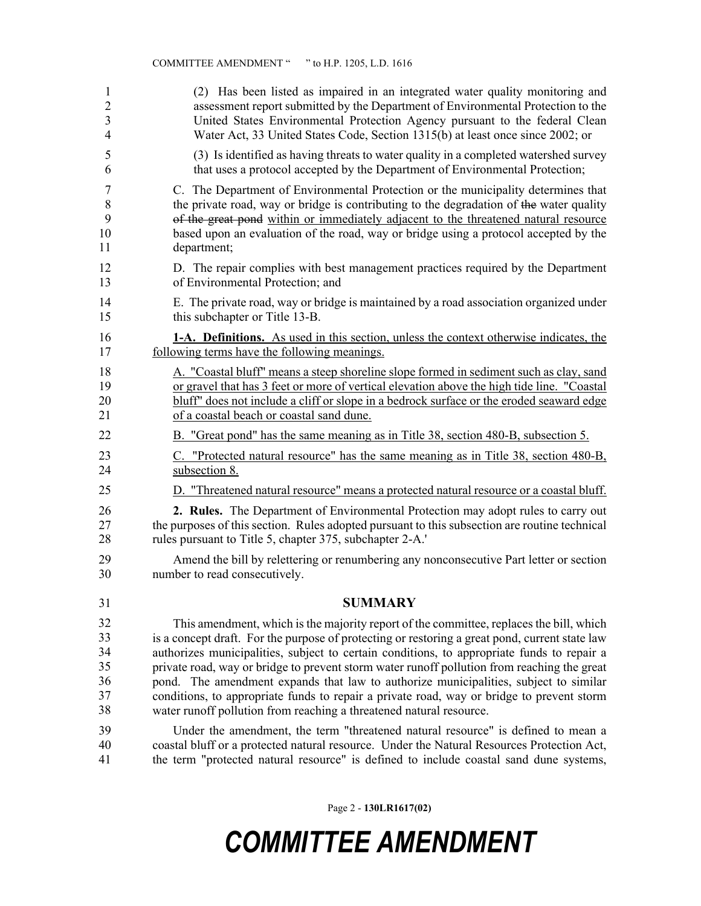(2) Has been listed as impaired in an integrated water quality monitoring and assessment report submitted by the Department of Environmental Protection to the United States Environmental Protection Agency pursuant to the federal Clean Water Act, 33 United States Code, Section 1315(b) at least once since 2002; or

(3) Is identified as having threats to water quality in a completed watershed survey that uses a protocol accepted by the Department of Environmental Protection;

C. The Department of Environmental Protection or the municipality determines that the private road, way or bridge is contributing to the degradation of ~~the~~ water quality ~~of the great pond~~ within or immediately adjacent to the threatened natural resource based upon an evaluation of the road, way or bridge using a protocol accepted by the department;

D. The repair complies with best management practices required by the Department of Environmental Protection; and

E. The private road, way or bridge is maintained by a road association organized under this subchapter or Title 13-B.

**1-A. Definitions.** As used in this section, unless the context otherwise indicates, the following terms have the following meanings.

A. "Coastal bluff" means a steep shoreline slope formed in sediment such as clay, sand or gravel that has 3 feet or more of vertical elevation above the high tide line. "Coastal bluff" does not include a cliff or slope in a bedrock surface or the eroded seaward edge of a coastal beach or coastal sand dune.

B. "Great pond" has the same meaning as in Title 38, section 480-B, subsection 5.

C. "Protected natural resource" has the same meaning as in Title 38, section 480-B, subsection 8.

D. "Threatened natural resource" means a protected natural resource or a coastal bluff.

**2. Rules.** The Department of Environmental Protection may adopt rules to carry out the purposes of this section. Rules adopted pursuant to this subsection are routine technical rules pursuant to Title 5, chapter 375, subchapter 2-A.'

Amend the bill by relettering or renumbering any nonconsecutive Part letter or section number to read consecutively.

## SUMMARY

This amendment, which is the majority report of the committee, replaces the bill, which is a concept draft. For the purpose of protecting or restoring a great pond, current state law authorizes municipalities, subject to certain conditions, to appropriate funds to repair a private road, way or bridge to prevent storm water runoff pollution from reaching the great pond. The amendment expands that law to authorize municipalities, subject to similar conditions, to appropriate funds to repair a private road, way or bridge to prevent storm water runoff pollution from reaching a threatened natural resource.

Under the amendment, the term "threatened natural resource" is defined to mean a coastal bluff or a protected natural resource. Under the Natural Resources Protection Act, the term "protected natural resource" is defined to include coastal sand dune systems,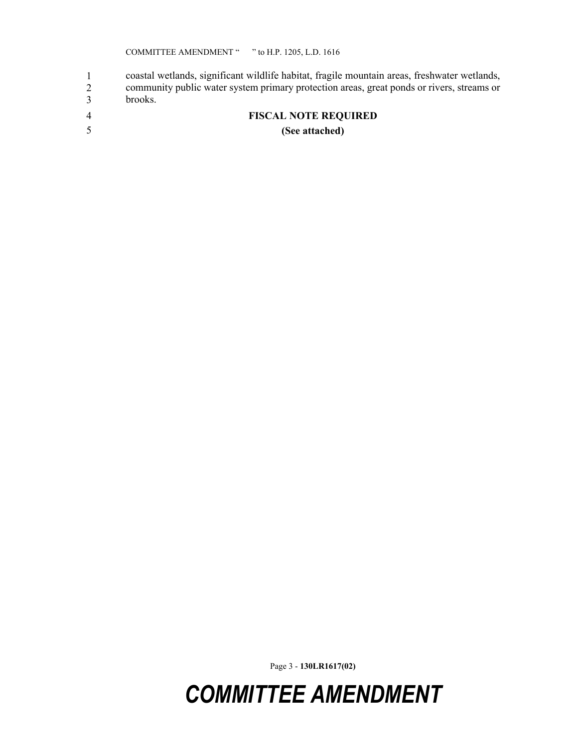coastal wetlands, significant wildlife habitat, fragile mountain areas, freshwater wetlands, community public water system primary protection areas, great ponds or rivers, streams or brooks.

**FISCAL NOTE REQUIRED**

**(See attached)**